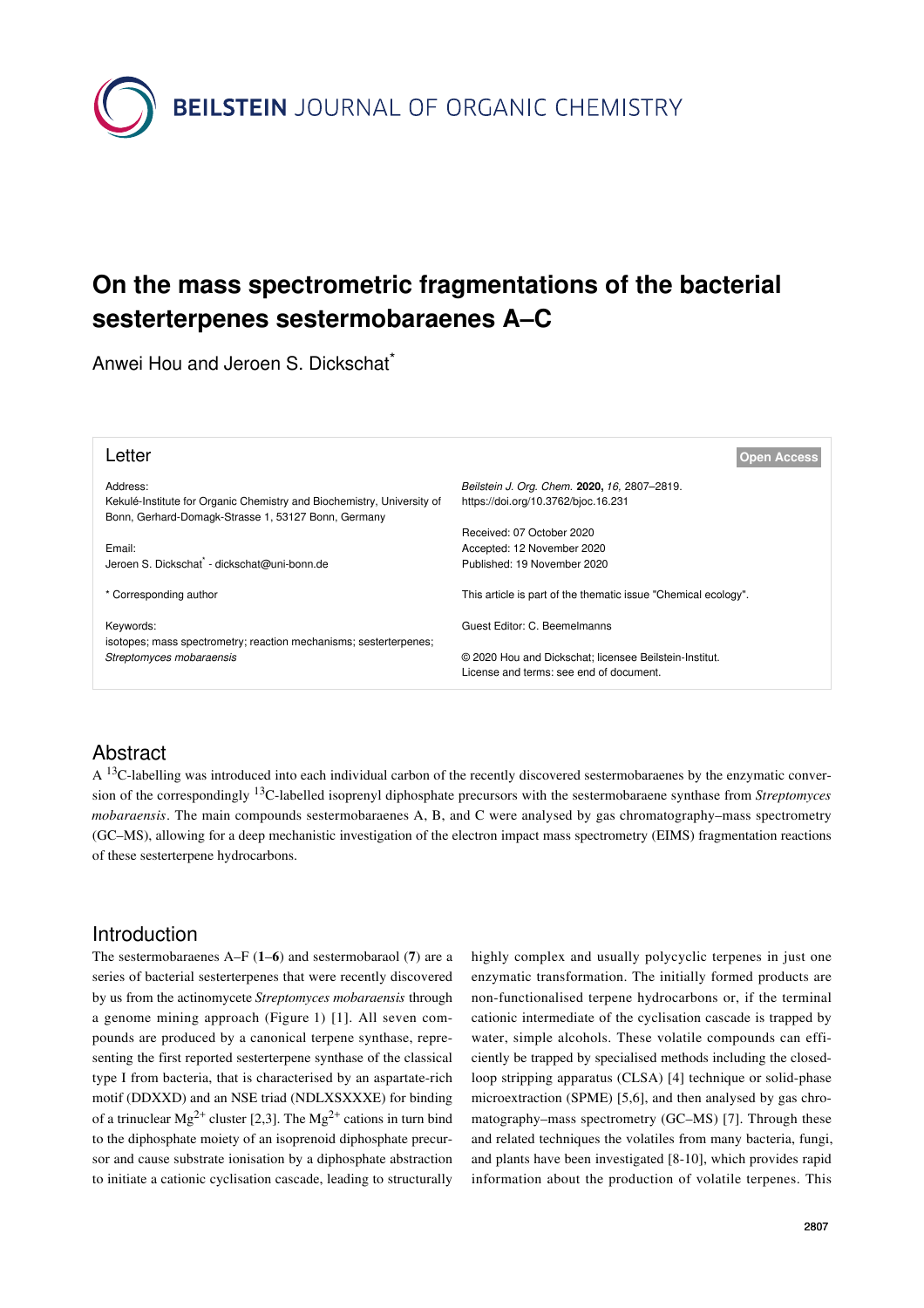# On the mass spectrometric fragmentations of the bacterial sesterterpenes sestermobaraenes A–C

Anwei Hou and Jeroen S. Dickschat*

**Letter**

**Open Access**

Address:
Kekulé-Institute for Organic Chemistry and Biochemistry, University of Bonn, Gerhard-Domagk-Strasse 1, 53127 Bonn, Germany

Email:
Jeroen S. Dickschat* - dickschat@uni-bonn.de

* Corresponding author

Keywords:
isotopes; mass spectrometry; reaction mechanisms; sesterterpenes; *Streptomyces mobaraensis*

*Beilstein J. Org. Chem.* **2020,** *16,* 2807–2819.
https://doi.org/10.3762/bjoc.16.231

Received: 07 October 2020
Accepted: 12 November 2020
Published: 19 November 2020

This article is part of the thematic issue "Chemical ecology".

Guest Editor: C. Beemelmanns

© 2020 Hou and Dickschat; licensee Beilstein-Institut.
License and terms: see end of document.

## Abstract

A $^{13}$C-labelling was introduced into each individual carbon of the recently discovered sestermobaraenes by the enzymatic conversion of the correspondingly $^{13}$C-labelled isoprenyl diphosphate precursors with the sestermobaraene synthase from *Streptomyces mobaraensis*. The main compounds sestermobaraenes A, B, and C were analysed by gas chromatography–mass spectrometry (GC–MS), allowing for a deep mechanistic investigation of the electron impact mass spectrometry (EIMS) fragmentation reactions of these sesterterpene hydrocarbons.

## Introduction

The sestermobaraenes A–F (**1**–**6**) and sestermobaraol (**7**) are a series of bacterial sesterterpenes that were recently discovered by us from the actinomycete *Streptomyces mobaraensis* through a genome mining approach (Figure 1) [1]. All seven compounds are produced by a canonical terpene synthase, representing the first reported sesterterpene synthase of the classical type I from bacteria, that is characterised by an aspartate-rich motif (DDXXD) and an NSE triad (NDLXSXXXE) for binding of a trinuclear $Mg^{2+}$ cluster [2,3]. The $Mg^{2+}$ cations in turn bind to the diphosphate moiety of an isoprenoid diphosphate precursor and cause substrate ionisation by a diphosphate abstraction to initiate a cationic cyclisation cascade, leading to structurally highly complex and usually polycyclic terpenes in just one enzymatic transformation. The initially formed products are non-functionalised terpene hydrocarbons or, if the terminal cationic intermediate of the cyclisation cascade is trapped by water, simple alcohols. These volatile compounds can efficiently be trapped by specialised methods including the closed-loop stripping apparatus (CLSA) [4] technique or solid-phase microextraction (SPME) [5,6], and then analysed by gas chromatography–mass spectrometry (GC–MS) [7]. Through these and related techniques the volatiles from many bacteria, fungi, and plants have been investigated [8-10], which provides rapid information about the production of volatile terpenes. This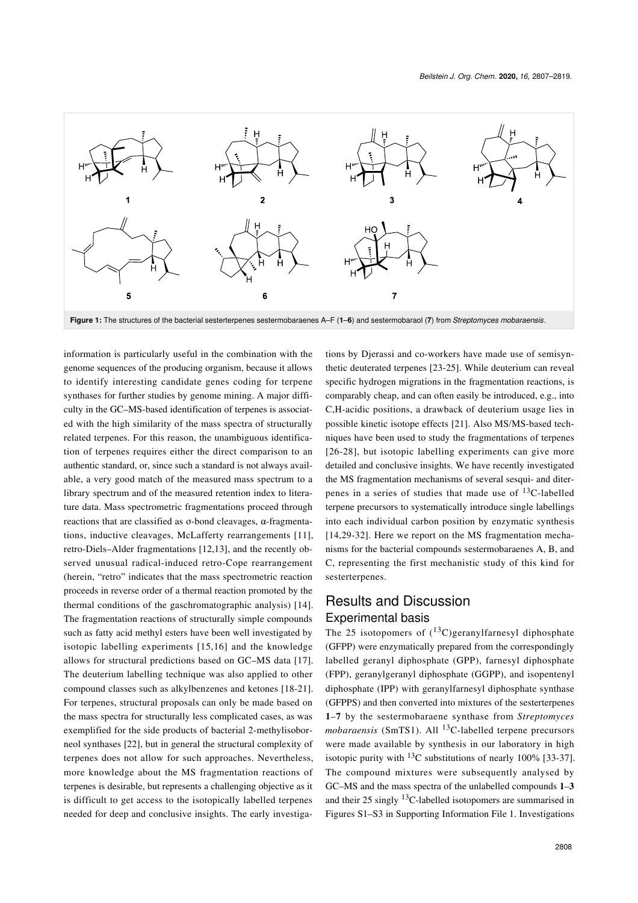**Figure 1:** The structures of the bacterial sesterterpenes sestermobaraenes A–F (**1**–**6**) and sestermobaraol (**7**) from *Streptomyces mobaraensis*.

information is particularly useful in the combination with the genome sequences of the producing organism, because it allows to identify interesting candidate genes coding for terpene synthases for further studies by genome mining. A major difficulty in the GC–MS-based identification of terpenes is associated with the high similarity of the mass spectra of structurally related terpenes. For this reason, the unambiguous identification of terpenes requires either the direct comparison to an authentic standard, or, since such a standard is not always available, a very good match of the measured mass spectrum to a library spectrum and of the measured retention index to literature data. Mass spectrometric fragmentations proceed through reactions that are classified as σ-bond cleavages, α-fragmentations, inductive cleavages, McLafferty rearrangements [11], retro-Diels–Alder fragmentations [12,13], and the recently observed unusual radical-induced retro-Cope rearrangement (herein, "retro" indicates that the mass spectrometric reaction proceeds in reverse order of a thermal reaction promoted by the thermal conditions of the gaschromatographic analysis) [14]. The fragmentation reactions of structurally simple compounds such as fatty acid methyl esters have been well investigated by isotopic labelling experiments [15,16] and the knowledge allows for structural predictions based on GC–MS data [17]. The deuterium labelling technique was also applied to other compound classes such as alkylbenzenes and ketones [18-21]. For terpenes, structural proposals can only be made based on the mass spectra for structurally less complicated cases, as was exemplified for the side products of bacterial 2-methylisoborneol synthases [22], but in general the structural complexity of terpenes does not allow for such approaches. Nevertheless, more knowledge about the MS fragmentation reactions of terpenes is desirable, but represents a challenging objective as it is difficult to get access to the isotopically labelled terpenes needed for deep and conclusive insights. The early investigations by Djerassi and co-workers have made use of semisynthetic deuterated terpenes [23-25]. While deuterium can reveal specific hydrogen migrations in the fragmentation reactions, is comparably cheap, and can often easily be introduced, e.g., into C,H-acidic positions, a drawback of deuterium usage lies in possible kinetic isotope effects [21]. Also MS/MS-based techniques have been used to study the fragmentations of terpenes [26-28], but isotopic labelling experiments can give more detailed and conclusive insights. We have recently investigated the MS fragmentation mechanisms of several sesqui- and diterpenes in a series of studies that made use of $^{13}$C-labelled terpene precursors to systematically introduce single labellings into each individual carbon position by enzymatic synthesis [14,29-32]. Here we report on the MS fragmentation mechanisms for the bacterial compounds sestermobaraenes A, B, and C, representing the first mechanistic study of this kind for sesterterpenes.

## Results and Discussion

### Experimental basis

The 25 isotopomers of ($^{13}$C)geranylfarnesyl diphosphate (GFPP) were enzymatically prepared from the correspondingly labelled geranyl diphosphate (GPP), farnesyl diphosphate (FPP), geranylgeranyl diphosphate (GGPP), and isopentenyl diphosphate (IPP) with geranylfarnesyl diphosphate synthase (GFPPS) and then converted into mixtures of the sesterterpenes **1**–**7** by the sestermobaraene synthase from *Streptomyces mobaraensis* (SmTS1). All $^{13}$C-labelled terpene precursors were made available by synthesis in our laboratory in high isotopic purity with $^{13}$C substitutions of nearly 100% [33-37]. The compound mixtures were subsequently analysed by GC–MS and the mass spectra of the unlabelled compounds **1**–**3** and their 25 singly $^{13}$C-labelled isotopomers are summarised in Figures S1–S3 in Supporting Information File 1. Investigations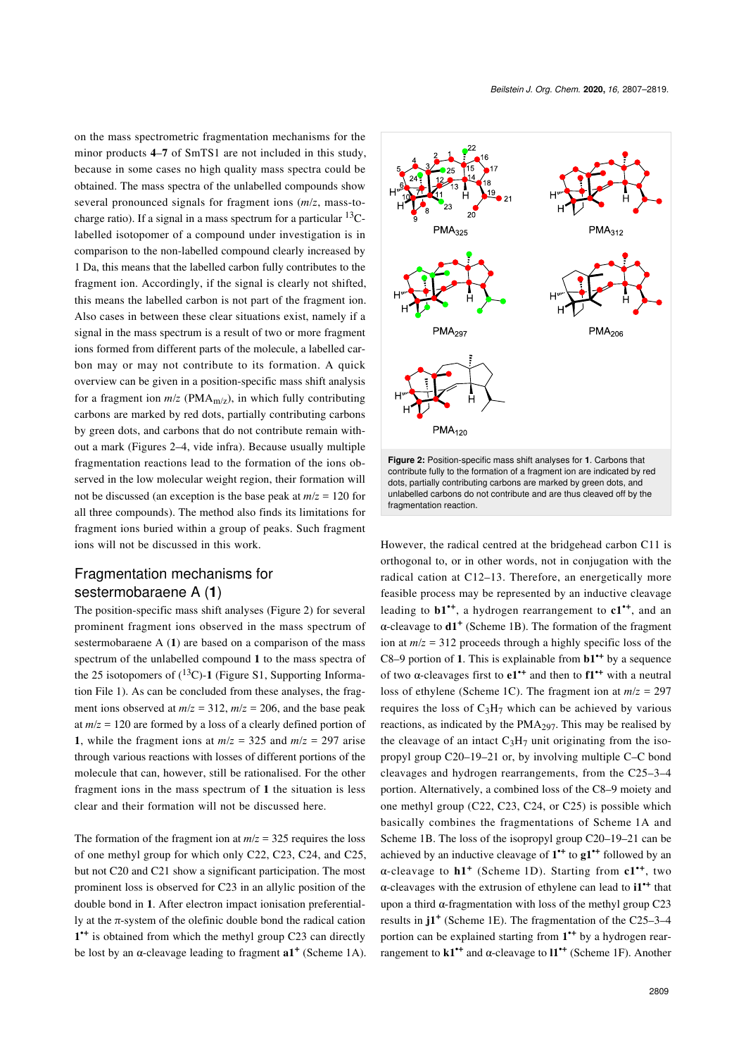on the mass spectrometric fragmentation mechanisms for the minor products **4**–**7** of SmTS1 are not included in this study, because in some cases no high quality mass spectra could be obtained. The mass spectra of the unlabelled compounds show several pronounced signals for fragment ions (*m*/*z*, mass-to-charge ratio). If a signal in a mass spectrum for a particular $^{13}$C-labelled isotopomer of a compound under investigation is in comparison to the non-labelled compound clearly increased by 1 Da, this means that the labelled carbon fully contributes to the fragment ion. Accordingly, if the signal is clearly not shifted, this means the labelled carbon is not part of the fragment ion. Also cases in between these clear situations exist, namely if a signal in the mass spectrum is a result of two or more fragment ions formed from different parts of the molecule, a labelled carbon may or may not contribute to its formation. A quick overview can be given in a position-specific mass shift analysis for a fragment ion *m*/*z* ($PMA_{m/z}$), in which fully contributing carbons are marked by red dots, partially contributing carbons by green dots, and carbons that do not contribute remain without a mark (Figures 2–4, vide infra). Because usually multiple fragmentation reactions lead to the formation of the ions observed in the low molecular weight region, their formation will not be discussed (an exception is the base peak at *m*/*z* = 120 for all three compounds). The method also finds its limitations for fragment ions buried within a group of peaks. Such fragment ions will not be discussed in this work.

## Fragmentation mechanisms for sestermobaraene A (1)

The position-specific mass shift analyses (Figure 2) for several prominent fragment ions observed in the mass spectrum of sestermobaraene A (**1**) are based on a comparison of the mass spectrum of the unlabelled compound **1** to the mass spectra of the 25 isotopomers of ($^{13}$C)-**1** (Figure S1, Supporting Information File 1). As can be concluded from these analyses, the fragment ions observed at *m*/*z* = 312, *m*/*z* = 206, and the base peak at *m*/*z* = 120 are formed by a loss of a clearly defined portion of **1**, while the fragment ions at *m*/*z* = 325 and *m*/*z* = 297 arise through various reactions with losses of different portions of the molecule that can, however, still be rationalised. For the other fragment ions in the mass spectrum of **1** the situation is less clear and their formation will not be discussed here.

The formation of the fragment ion at *m*/*z* = 325 requires the loss of one methyl group for which only C22, C23, C24, and C25, but not C20 and C21 show a significant participation. The most prominent loss is observed for C23 in an allylic position of the double bond in **1**. After electron impact ionisation preferentially at the π-system of the olefinic double bond the radical cation $\mathbf{1}^{\bullet+}$ is obtained from which the methyl group C23 can directly be lost by an α-cleavage leading to fragment $\mathbf{a1}^{+}$ (Scheme 1A).

**Figure 2:** Position-specific mass shift analyses for **1**. Carbons that contribute fully to the formation of a fragment ion are indicated by red dots, partially contributing carbons are marked by green dots, and unlabelled carbons do not contribute and are thus cleaved off by the fragmentation reaction.

However, the radical centred at the bridgehead carbon C11 is orthogonal to, or in other words, not in conjugation with the radical cation at C12–13. Therefore, an energetically more feasible process may be represented by an inductive cleavage leading to $\mathbf{b1}^{\bullet+}$, a hydrogen rearrangement to $\mathbf{c1}^{\bullet+}$, and an α-cleavage to $\mathbf{d1}^{+}$ (Scheme 1B). The formation of the fragment ion at *m*/*z* = 312 proceeds through a highly specific loss of the C8–9 portion of **1**. This is explainable from $\mathbf{b1}^{\bullet+}$ by a sequence of two α-cleavages first to $\mathbf{e1}^{\bullet+}$ and then to $\mathbf{f1}^{\bullet+}$ with a neutral loss of ethylene (Scheme 1C). The fragment ion at *m*/*z* = 297 requires the loss of $C_3H_7$ which can be achieved by various reactions, as indicated by the $PMA_{297}$. This may be realised by the cleavage of an intact $C_3H_7$ unit originating from the isopropyl group C20–19–21 or, by involving multiple C–C bond cleavages and hydrogen rearrangements, from the C25–3–4 portion. Alternatively, a combined loss of the C8–9 moiety and one methyl group (C22, C23, C24, or C25) is possible which basically combines the fragmentations of Scheme 1A and Scheme 1B. The loss of the isopropyl group C20–19–21 can be achieved by an inductive cleavage of $\mathbf{1}^{\bullet+}$ to $\mathbf{g1}^{\bullet+}$ followed by an α-cleavage to $\mathbf{h1}^{+}$ (Scheme 1D). Starting from $\mathbf{c1}^{\bullet+}$, two α-cleavages with the extrusion of ethylene can lead to $\mathbf{i1}^{\bullet+}$ that upon a third α-fragmentation with loss of the methyl group C23 results in $\mathbf{j1}^{+}$ (Scheme 1E). The fragmentation of the C25–3–4 portion can be explained starting from $\mathbf{1}^{\bullet+}$ by a hydrogen rearrangement to $\mathbf{k1}^{\bullet+}$ and α-cleavage to $\mathbf{l1}^{\bullet+}$ (Scheme 1F). Another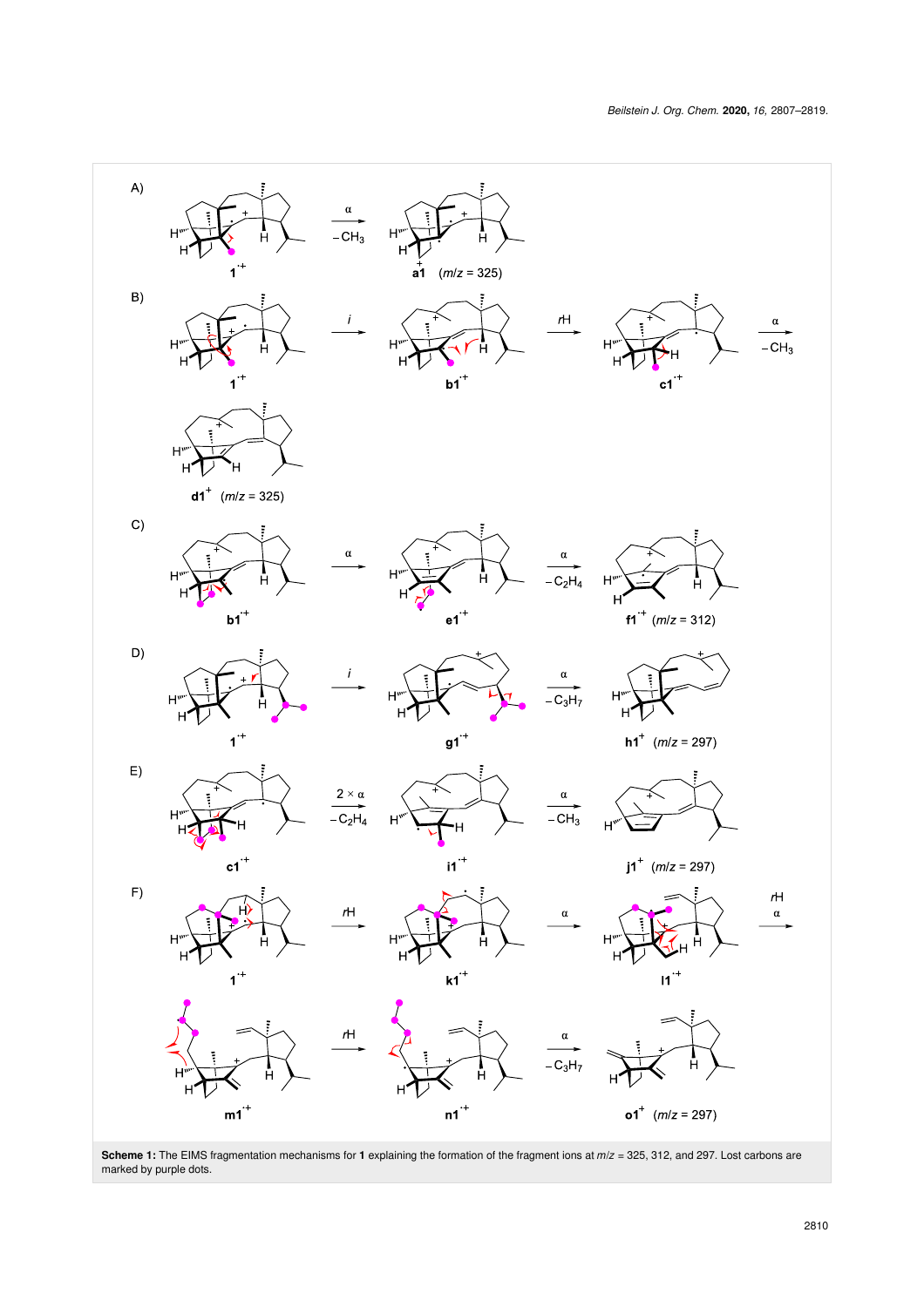Scheme 1: The EIMS fragmentation mechanisms for **1** explaining the formation of the fragment ions at $m/z$ = 325, 312, and 297. Lost carbons are marked by purple dots.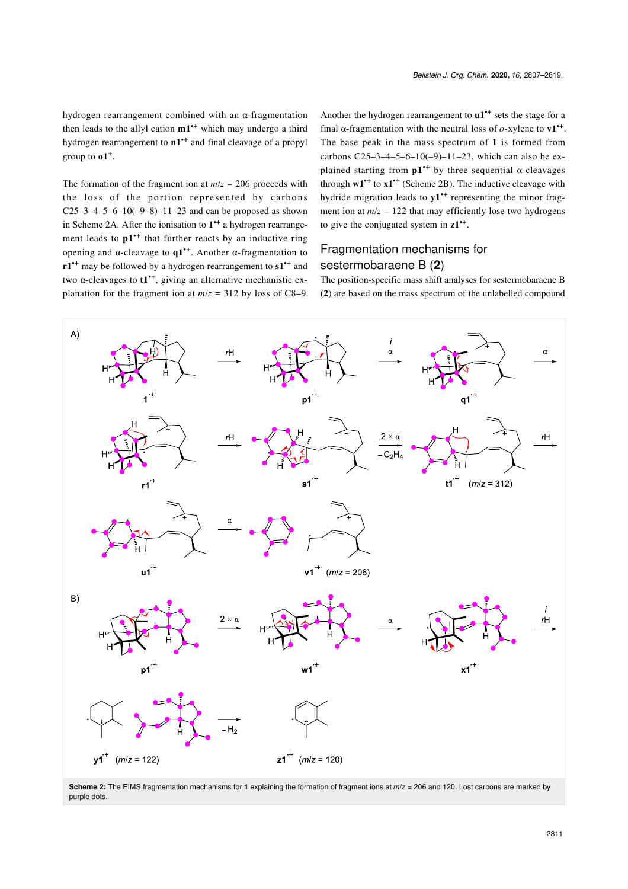hydrogen rearrangement combined with an α-fragmentation then leads to the allyl cation $\mathbf{m1}^{\bullet+}$ which may undergo a third hydrogen rearrangement to $\mathbf{n1}^{\bullet+}$ and final cleavage of a propyl group to $\mathbf{o1}^{+}$.

The formation of the fragment ion at $m/z$ = 206 proceeds with the loss of the portion represented by carbons C25–3–4–5–6–10(–9–8)–11–23 and can be proposed as shown in Scheme 2A. After the ionisation to $\mathbf{1}^{\bullet+}$ a hydrogen rearrangement leads to $\mathbf{p1}^{\bullet+}$ that further reacts by an inductive ring opening and α-cleavage to $\mathbf{q1}^{\bullet+}$. Another α-fragmentation to $\mathbf{r1}^{\bullet+}$ may be followed by a hydrogen rearrangement to $\mathbf{s1}^{\bullet+}$ and two α-cleavages to $\mathbf{t1}^{\bullet+}$, giving an alternative mechanistic explanation for the fragment ion at $m/z$ = 312 by loss of C8–9. Another the hydrogen rearrangement to $\mathbf{u1}^{\bullet+}$ sets the stage for a final α-fragmentation with the neutral loss of *o*-xylene to $\mathbf{v1}^{\bullet+}$. The base peak in the mass spectrum of **1** is formed from carbons C25–3–4–5–6–10(–9)–11–23, which can also be explained starting from $\mathbf{p1}^{\bullet+}$ by three sequential α-cleavages through $\mathbf{w1}^{\bullet+}$ to $\mathbf{x1}^{\bullet+}$ (Scheme 2B). The inductive cleavage with hydride migration leads to $\mathbf{y1}^{\bullet+}$ representing the minor fragment ion at $m/z$ = 122 that may efficiently lose two hydrogens to give the conjugated system in $\mathbf{z1}^{\bullet+}$.

## Fragmentation mechanisms for sestermobaraene B (2)

The position-specific mass shift analyses for sestermobaraene B (**2**) are based on the mass spectrum of the unlabelled compound

**Scheme 2:** The EIMS fragmentation mechanisms for **1** explaining the formation of fragment ions at $m/z$ = 206 and 120. Lost carbons are marked by purple dots.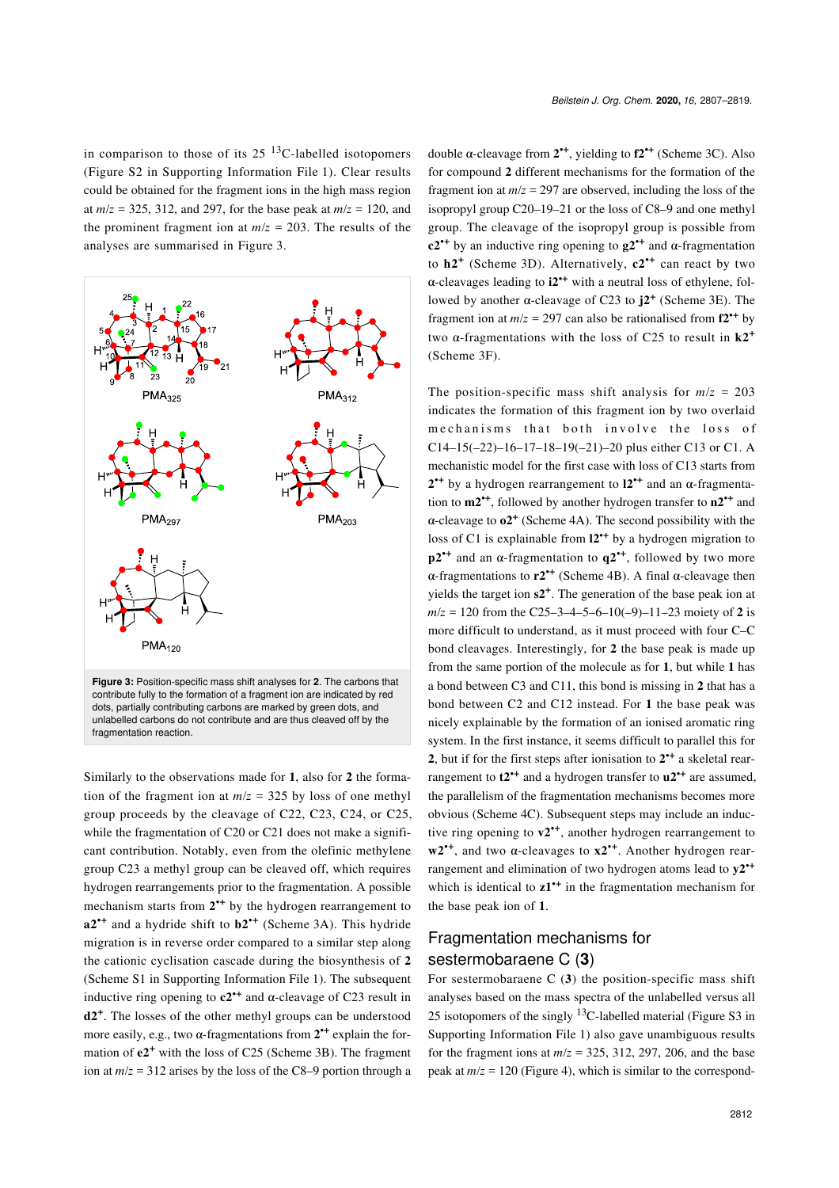in comparison to those of its 25 $^{13}$C-labelled isotopomers (Figure S2 in Supporting Information File 1). Clear results could be obtained for the fragment ions in the high mass region at $m/z$ = 325, 312, and 297, for the base peak at $m/z$ = 120, and the prominent fragment ion at $m/z$ = 203. The results of the analyses are summarised in Figure 3.

**Figure 3:** Position-specific mass shift analyses for **2**. The carbons that contribute fully to the formation of a fragment ion are indicated by red dots, partially contributing carbons are marked by green dots, and unlabelled carbons do not contribute and are thus cleaved off by the fragmentation reaction.

Similarly to the observations made for **1**, also for **2** the formation of the fragment ion at $m/z$ = 325 by loss of one methyl group proceeds by the cleavage of C22, C23, C24, or C25, while the fragmentation of C20 or C21 does not make a significant contribution. Notably, even from the olefinic methylene group C23 a methyl group can be cleaved off, which requires hydrogen rearrangements prior to the fragmentation. A possible mechanism starts from $\mathbf{2}^{\bullet+}$ by the hydrogen rearrangement to $\mathbf{a2}^{\bullet+}$ and a hydride shift to $\mathbf{b2}^{\bullet+}$ (Scheme 3A). This hydride migration is in reverse order compared to a similar step along the cationic cyclisation cascade during the biosynthesis of **2** (Scheme S1 in Supporting Information File 1). The subsequent inductive ring opening to $\mathbf{c2}^{\bullet+}$ and α-cleavage of C23 result in $\mathbf{d2}^{+}$. The losses of the other methyl groups can be understood more easily, e.g., two α-fragmentations from $\mathbf{2}^{\bullet+}$ explain the formation of $\mathbf{e2}^{+}$ with the loss of C25 (Scheme 3B). The fragment ion at $m/z$ = 312 arises by the loss of the C8–9 portion through a double α-cleavage from $\mathbf{2}^{\bullet+}$, yielding to $\mathbf{f2}^{\bullet+}$ (Scheme 3C). Also for compound **2** different mechanisms for the formation of the fragment ion at $m/z$ = 297 are observed, including the loss of the isopropyl group C20–19–21 or the loss of C8–9 and one methyl group. The cleavage of the isopropyl group is possible from $\mathbf{c2}^{\bullet+}$ by an inductive ring opening to $\mathbf{g2}^{\bullet+}$ and α-fragmentation to $\mathbf{h2}^{+}$ (Scheme 3D). Alternatively, $\mathbf{c2}^{\bullet+}$ can react by two α-cleavages leading to $\mathbf{i2}^{\bullet+}$ with a neutral loss of ethylene, followed by another α-cleavage of C23 to $\mathbf{j2}^{+}$ (Scheme 3E). The fragment ion at $m/z$ = 297 can also be rationalised from $\mathbf{f2}^{\bullet+}$ by two α-fragmentations with the loss of C25 to result in $\mathbf{k2}^{+}$ (Scheme 3F).

The position-specific mass shift analysis for $m/z$ = 203 indicates the formation of this fragment ion by two overlaid mechanisms that both involve the loss of C14–15(–22)–16–17–18–19(–21)–20 plus either C13 or C1. A mechanistic model for the first case with loss of C13 starts from $\mathbf{2}^{\bullet+}$ by a hydrogen rearrangement to $\mathbf{l2}^{\bullet+}$ and an α-fragmentation to $\mathbf{m2}^{\bullet+}$, followed by another hydrogen transfer to $\mathbf{n2}^{\bullet+}$ and α-cleavage to $\mathbf{o2}^{+}$ (Scheme 4A). The second possibility with the loss of C1 is explainable from $\mathbf{l2}^{\bullet+}$ by a hydrogen migration to $\mathbf{p2}^{\bullet+}$ and an α-fragmentation to $\mathbf{q2}^{\bullet+}$, followed by two more α-fragmentations to $\mathbf{r2}^{\bullet+}$ (Scheme 4B). A final α-cleavage then yields the target ion $\mathbf{s2}^{+}$. The generation of the base peak ion at $m/z$ = 120 from the C25–3–4–5–6–10(–9)–11–23 moiety of **2** is more difficult to understand, as it must proceed with four C–C bond cleavages. Interestingly, for **2** the base peak is made up from the same portion of the molecule as for **1**, but while **1** has a bond between C3 and C11, this bond is missing in **2** that has a bond between C2 and C12 instead. For **1** the base peak was nicely explainable by the formation of an ionised aromatic ring system. In the first instance, it seems difficult to parallel this for **2**, but if for the first steps after ionisation to $\mathbf{2}^{\bullet+}$ a skeletal rearrangement to $\mathbf{t2}^{\bullet+}$ and a hydrogen transfer to $\mathbf{u2}^{\bullet+}$ are assumed, the parallelism of the fragmentation mechanisms becomes more obvious (Scheme 4C). Subsequent steps may include an inductive ring opening to $\mathbf{v2}^{\bullet+}$, another hydrogen rearrangement to $\mathbf{w2}^{\bullet+}$, and two α-cleavages to $\mathbf{x2}^{\bullet+}$. Another hydrogen rearrangement and elimination of two hydrogen atoms lead to $\mathbf{y2}^{\bullet+}$ which is identical to $\mathbf{z1}^{\bullet+}$ in the fragmentation mechanism for the base peak ion of **1**.

## Fragmentation mechanisms for sestermobaraene C (3)

For sestermobaraene C (**3**) the position-specific mass shift analyses based on the mass spectra of the unlabelled versus all 25 isotopomers of the singly $^{13}$C-labelled material (Figure S3 in Supporting Information File 1) also gave unambiguous results for the fragment ions at $m/z$ = 325, 312, 297, 206, and the base peak at $m/z$ = 120 (Figure 4), which is similar to the correspond-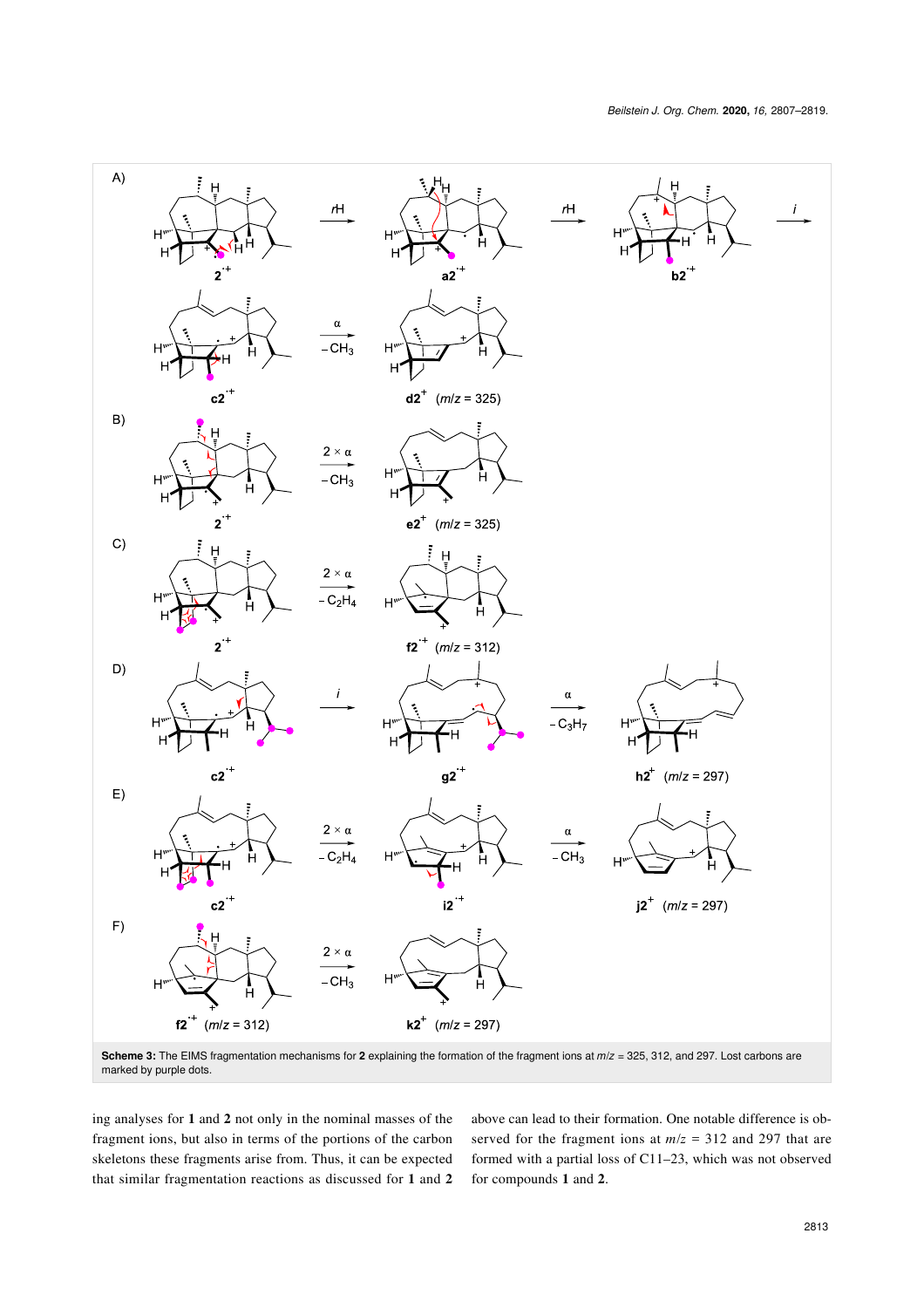**Scheme 3:** The EIMS fragmentation mechanisms for **2** explaining the formation of the fragment ions at $m/z$ = 325, 312, and 297. Lost carbons are marked by purple dots.

ing analyses for **1** and **2** not only in the nominal masses of the fragment ions, but also in terms of the portions of the carbon skeletons these fragments arise from. Thus, it can be expected that similar fragmentation reactions as discussed for **1** and **2** above can lead to their formation. One notable difference is observed for the fragment ions at $m/z$ = 312 and 297 that are formed with a partial loss of C11–23, which was not observed for compounds **1** and **2**.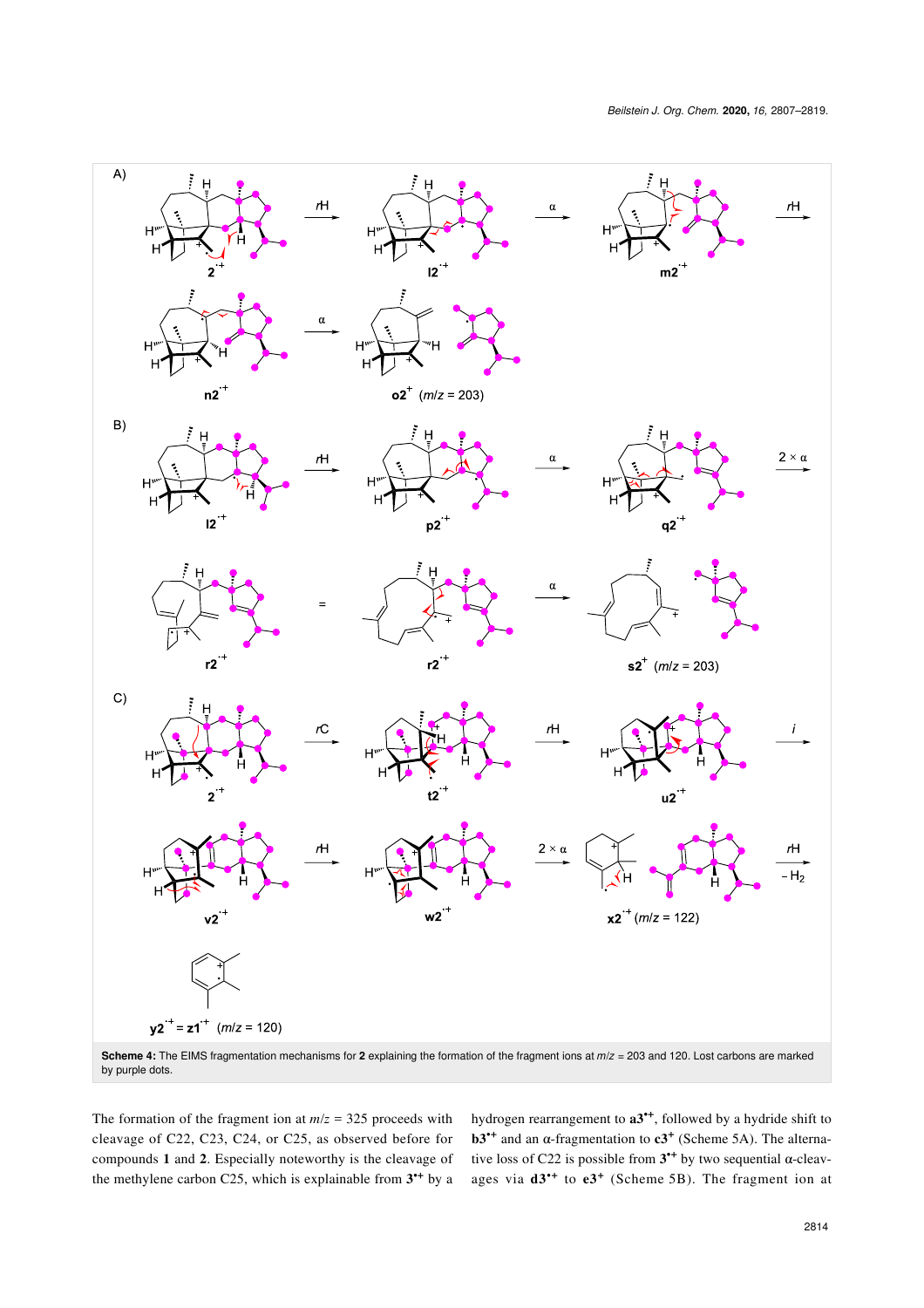**Scheme 4:** The EIMS fragmentation mechanisms for **2** explaining the formation of the fragment ions at $m/z$ = 203 and 120. Lost carbons are marked by purple dots.

The formation of the fragment ion at $m/z$ = 325 proceeds with cleavage of C22, C23, C24, or C25, as observed before for compounds **1** and **2**. Especially noteworthy is the cleavage of the methylene carbon C25, which is explainable from $\mathbf{3}^{\bullet+}$ by a hydrogen rearrangement to $\mathbf{a3}^{\bullet+}$, followed by a hydride shift to $\mathbf{b3}^{\bullet+}$ and an α-fragmentation to $\mathbf{c3}^{+}$ (Scheme 5A). The alternative loss of C22 is possible from $\mathbf{3}^{\bullet+}$ by two sequential α-cleavages via $\mathbf{d3}^{\bullet+}$ to $\mathbf{e3}^{+}$ (Scheme 5B). The fragment ion at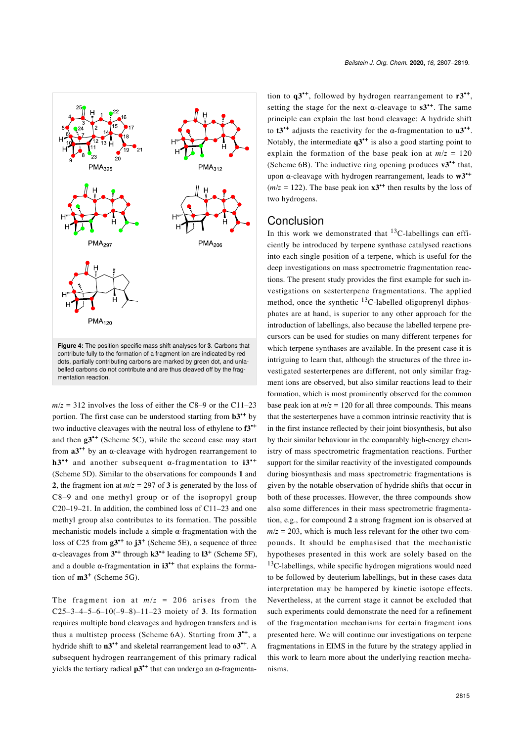Figure 4: The position-specific mass shift analyses for **3**. Carbons that contribute fully to the formation of a fragment ion are indicated by red dots, partially contributing carbons are marked by green dot, and unlabelled carbons do not contribute and are thus cleaved off by the fragmentation reaction.

$m/z$ = 312 involves the loss of either the C8–9 or the C11–23 portion. The first case can be understood starting from **b3**$^{\bullet+}$ by two inductive cleavages with the neutral loss of ethylene to **f3**$^{\bullet+}$ and then **g3**$^{\bullet+}$ (Scheme 5C), while the second case may start from **a3**$^{\bullet+}$ by an α-cleavage with hydrogen rearrangement to **h3**$^{\bullet+}$ and another subsequent α-fragmentation to **i3**$^{\bullet+}$ (Scheme 5D). Similar to the observations for compounds **1** and **2**, the fragment ion at $m/z$ = 297 of **3** is generated by the loss of C8–9 and one methyl group or of the isopropyl group C20–19–21. In addition, the combined loss of C11–23 and one methyl group also contributes to its formation. The possible mechanistic models include a simple α-fragmentation with the loss of C25 from **g3**$^{\bullet+}$ to **j3**$^{+}$ (Scheme 5E), a sequence of three α-cleavages from **3**$^{\bullet+}$ through **k3**$^{\bullet+}$ leading to **l3**$^{+}$ (Scheme 5F), and a double α-fragmentation in **i3**$^{\bullet+}$ that explains the formation of **m3**$^{+}$ (Scheme 5G).

The fragment ion at $m/z$ = 206 arises from the C25–3–4–5–6–10(–9–8)–11–23 moiety of **3**. Its formation requires multiple bond cleavages and hydrogen transfers and is thus a multistep process (Scheme 6A). Starting from **3**$^{\bullet+}$, a hydride shift to **n3**$^{\bullet+}$ and skeletal rearrangement lead to **o3**$^{\bullet+}$. A subsequent hydrogen rearrangement of this primary radical yields the tertiary radical **p3**$^{\bullet+}$ that can undergo an α-fragmentation to **q3**$^{\bullet+}$, followed by hydrogen rearrangement to **r3**$^{\bullet+}$, setting the stage for the next α-cleavage to **s3**$^{\bullet+}$. The same principle can explain the last bond cleavage: A hydride shift to **t3**$^{\bullet+}$ adjusts the reactivity for the α-fragmentation to **u3**$^{\bullet+}$. Notably, the intermediate **q3**$^{\bullet+}$ is also a good starting point to explain the formation of the base peak ion at $m/z$ = 120 (Scheme 6B). The inductive ring opening produces **v3**$^{\bullet+}$ that, upon α-cleavage with hydrogen rearrangement, leads to **w3**$^{\bullet+}$ ($m/z$ = 122). The base peak ion **x3**$^{\bullet+}$ then results by the loss of two hydrogens.

## Conclusion

In this work we demonstrated that $^{13}$C-labellings can efficiently be introduced by terpene synthase catalysed reactions into each single position of a terpene, which is useful for the deep investigations on mass spectrometric fragmentation reactions. The present study provides the first example for such investigations on sesterterpene fragmentations. The applied method, once the synthetic $^{13}$C-labelled oligoprenyl diphosphates are at hand, is superior to any other approach for the introduction of labellings, also because the labelled terpene precursors can be used for studies on many different terpenes for which terpene synthases are available. In the present case it is intriguing to learn that, although the structures of the three investigated sesterterpenes are different, not only similar fragment ions are observed, but also similar reactions lead to their formation, which is most prominently observed for the common base peak ion at $m/z$ = 120 for all three compounds. This means that the sesterterpenes have a common intrinsic reactivity that is in the first instance reflected by their joint biosynthesis, but also by their similar behaviour in the comparably high-energy chemistry of mass spectrometric fragmentation reactions. Further support for the similar reactivity of the investigated compounds during biosynthesis and mass spectrometric fragmentations is given by the notable observation of hydride shifts that occur in both of these processes. However, the three compounds show also some differences in their mass spectrometric fragmentation, e.g., for compound **2** a strong fragment ion is observed at $m/z$ = 203, which is much less relevant for the other two compounds. It should be emphasised that the mechanistic hypotheses presented in this work are solely based on the $^{13}$C-labellings, while specific hydrogen migrations would need to be followed by deuterium labellings, but in these cases data interpretation may be hampered by kinetic isotope effects. Nevertheless, at the current stage it cannot be excluded that such experiments could demonstrate the need for a refinement of the fragmentation mechanisms for certain fragment ions presented here. We will continue our investigations on terpene fragmentations in EIMS in the future by the strategy applied in this work to learn more about the underlying reaction mechanisms.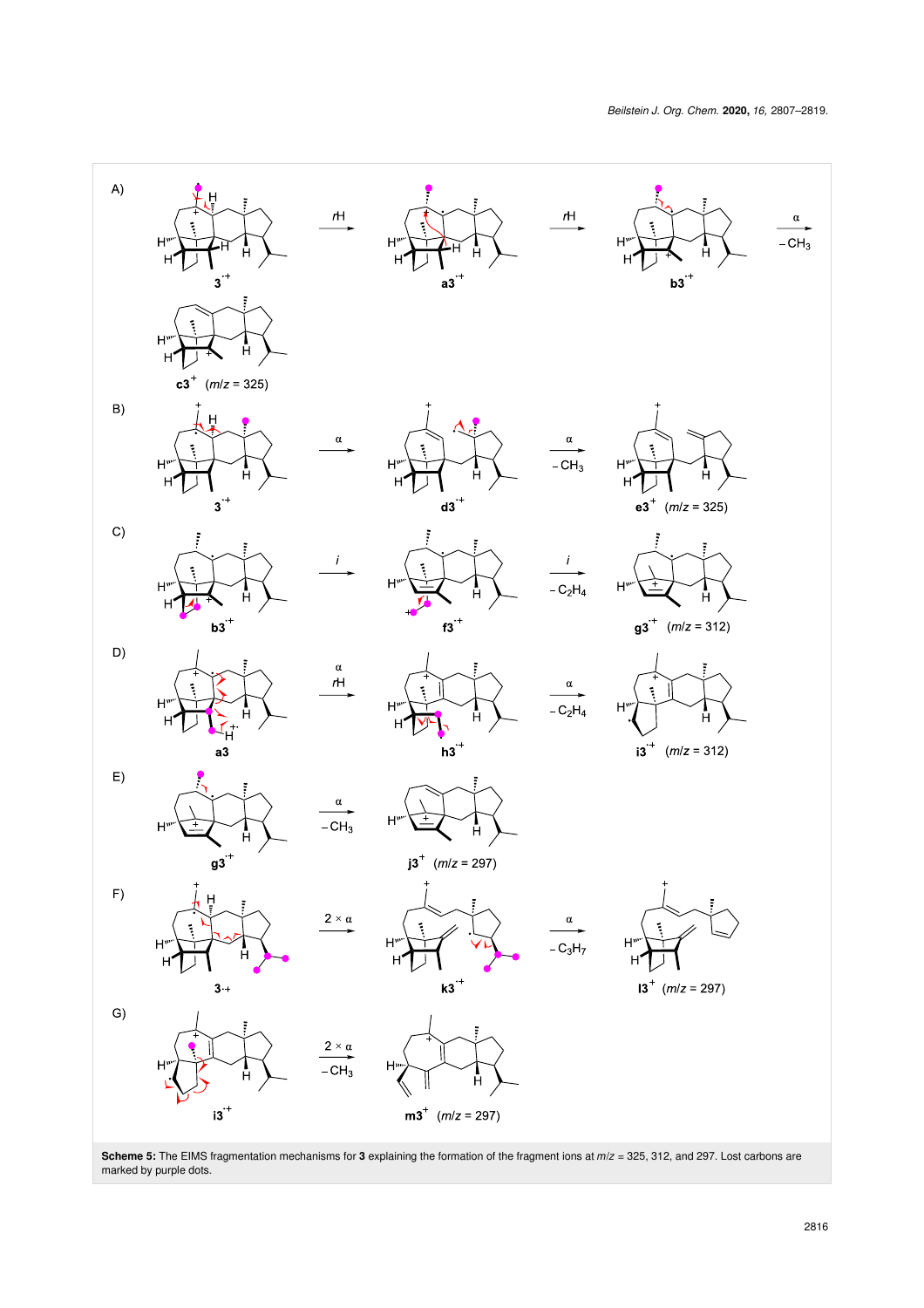**Scheme 5:** The EIMS fragmentation mechanisms for **3** explaining the formation of the fragment ions at $m/z$ = 325, 312, and 297. Lost carbons are marked by purple dots.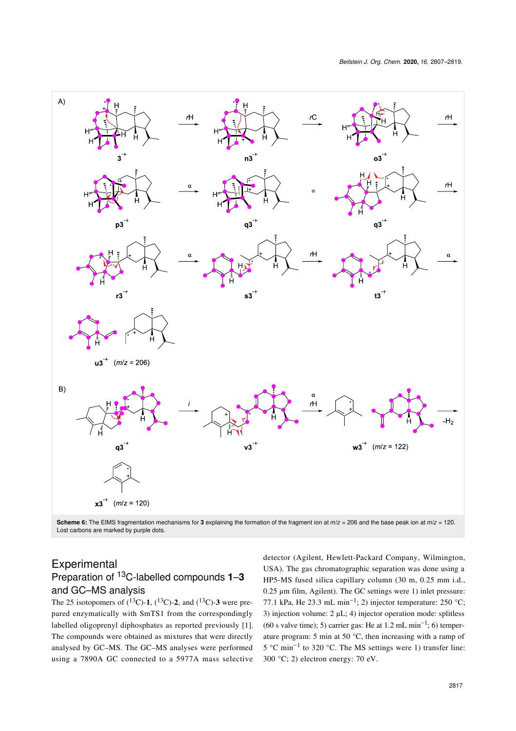**Scheme 6:** The EIMS fragmentation mechanisms for **3** explaining the formation of the fragment ion at $m/z$ = 206 and the base peak ion at $m/z$ = 120. Lost carbons are marked by purple dots.

# Experimental

## Preparation of $^{13}$C-labelled compounds **1**–**3** and GC–MS analysis

The 25 isotopomers of ($^{13}$C)-**1**, ($^{13}$C)-**2**, and ($^{13}$C)-**3** were prepared enzymatically with SmTS1 from the correspondingly labelled oligoprenyl diphosphates as reported previously [1]. The compounds were obtained as mixtures that were directly analysed by GC–MS. The GC–MS analyses were performed using a 7890A GC connected to a 5977A mass selective detector (Agilent, Hewlett-Packard Company, Wilmington, USA). The gas chromatographic separation was done using a HP5-MS fused silica capillary column (30 m, 0.25 mm i.d., 0.25 µm film, Agilent). The GC settings were 1) inlet pressure: 77.1 kPa, He 23.3 mL min$^{-1}$; 2) injector temperature: 250 °C; 3) injection volume: 2 µL; 4) injector operation mode: splitless (60 s valve time); 5) carrier gas: He at 1.2 mL min$^{-1}$; 6) temperature program: 5 min at 50 °C, then increasing with a ramp of 5 °C min$^{-1}$ to 320 °C. The MS settings were 1) transfer line: 300 °C; 2) electron energy: 70 eV.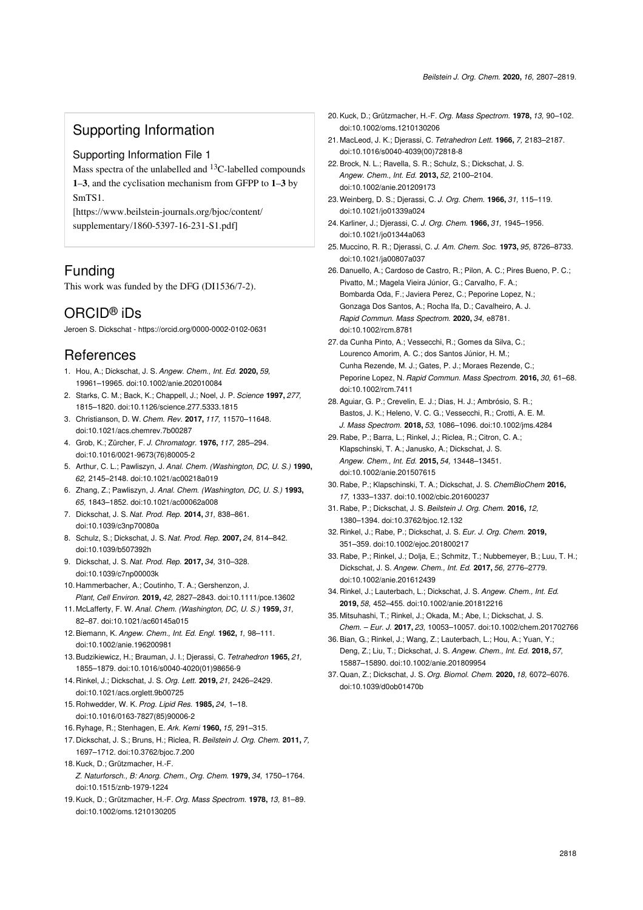## Supporting Information

### Supporting Information File 1

Mass spectra of the unlabelled and $^{13}$C-labelled compounds **1**–**3**, and the cyclisation mechanism from GFPP to **1**–**3** by SmTS1.

[https://www.beilstein-journals.org/bjoc/content/supplementary/1860-5397-16-231-S1.pdf]

## Funding

This work was funded by the DFG (DI1536/7-2).

## ORCID® iDs

Jeroen S. Dickschat - https://orcid.org/0000-0002-0102-0631

## References

1. Hou, A.; Dickschat, J. S. *Angew. Chem., Int. Ed.* **2020,** *59,* 19961–19965. doi:10.1002/anie.202010084
2. Starks, C. M.; Back, K.; Chappell, J.; Noel, J. P. *Science* **1997,** *277,* 1815–1820. doi:10.1126/science.277.5333.1815
3. Christianson, D. W. *Chem. Rev.* **2017,** *117,* 11570–11648. doi:10.1021/acs.chemrev.7b00287
4. Grob, K.; Zürcher, F. *J. Chromatogr.* **1976,** *117,* 285–294. doi:10.1016/0021-9673(76)80005-2
5. Arthur, C. L.; Pawliszyn, J. *Anal. Chem. (Washington, DC, U. S.)* **1990,** *62,* 2145–2148. doi:10.1021/ac00218a019
6. Zhang, Z.; Pawliszyn, J. *Anal. Chem. (Washington, DC, U. S.)* **1993,** *65,* 1843–1852. doi:10.1021/ac00062a008
7. Dickschat, J. S. *Nat. Prod. Rep.* **2014,** *31,* 838–861. doi:10.1039/c3np70080a
8. Schulz, S.; Dickschat, J. S. *Nat. Prod. Rep.* **2007,** *24,* 814–842. doi:10.1039/b507392h
9. Dickschat, J. S. *Nat. Prod. Rep.* **2017,** *34,* 310–328. doi:10.1039/c7np00003k
10. Hammerbacher, A.; Coutinho, T. A.; Gershenzon, J. *Plant, Cell Environ.* **2019,** *42,* 2827–2843. doi:10.1111/pce.13602
11. McLafferty, F. W. *Anal. Chem. (Washington, DC, U. S.)* **1959,** *31,* 82–87. doi:10.1021/ac60145a015
12. Biemann, K. *Angew. Chem., Int. Ed. Engl.* **1962,** *1,* 98–111. doi:10.1002/anie.196200981
13. Budzikiewicz, H.; Brauman, J. I.; Djerassi, C. *Tetrahedron* **1965,** *21,* 1855–1879. doi:10.1016/s0040-4020(01)98656-9
14. Rinkel, J.; Dickschat, J. S. *Org. Lett.* **2019,** *21,* 2426–2429. doi:10.1021/acs.orglett.9b00725
15. Rohwedder, W. K. *Prog. Lipid Res.* **1985,** *24,* 1–18. doi:10.1016/0163-7827(85)90006-2
16. Ryhage, R.; Stenhagen, E. *Ark. Kemi* **1960,** *15,* 291–315.
17. Dickschat, J. S.; Bruns, H.; Riclea, R. *Beilstein J. Org. Chem.* **2011,** *7,* 1697–1712. doi:10.3762/bjoc.7.200
18. Kuck, D.; Grützmacher, H.-F. *Z. Naturforsch., B: Anorg. Chem., Org. Chem.* **1979,** *34,* 1750–1764. doi:10.1515/znb-1979-1224
19. Kuck, D.; Grützmacher, H.-F. *Org. Mass Spectrom.* **1978,** *13,* 81–89. doi:10.1002/oms.1210130205
20. Kuck, D.; Grützmacher, H.-F. *Org. Mass Spectrom.* **1978,** *13,* 90–102. doi:10.1002/oms.1210130206
21. MacLeod, J. K.; Djerassi, C. *Tetrahedron Lett.* **1966,** *7,* 2183–2187. doi:10.1016/s0040-4039(00)72818-8
22. Brock, N. L.; Ravella, S. R.; Schulz, S.; Dickschat, J. S. *Angew. Chem., Int. Ed.* **2013,** *52,* 2100–2104. doi:10.1002/anie.201209173
23. Weinberg, D. S.; Djerassi, C. *J. Org. Chem.* **1966,** *31,* 115–119. doi:10.1021/jo01339a024
24. Karliner, J.; Djerassi, C. *J. Org. Chem.* **1966,** *31,* 1945–1956. doi:10.1021/jo01344a063
25. Muccino, R. R.; Djerassi, C. *J. Am. Chem. Soc.* **1973,** *95,* 8726–8733. doi:10.1021/ja00807a037
26. Danuello, A.; Cardoso de Castro, R.; Pilon, A. C.; Pires Bueno, P. C.; Pivatto, M.; Magela Vieira Júnior, G.; Carvalho, F. A.; Bombarda Oda, F.; Javiera Perez, C.; Peporine Lopez, N.; Gonzaga Dos Santos, A.; Rocha Ifa, D.; Cavalheiro, A. J. *Rapid Commun. Mass Spectrom.* **2020,** *34,* e8781. doi:10.1002/rcm.8781
27. da Cunha Pinto, A.; Vessecchi, R.; Gomes da Silva, C.; Lourenco Amorim, A. C.; dos Santos Júnior, H. M.; Cunha Rezende, M. J.; Gates, P. J.; Moraes Rezende, C.; Peporine Lopez, N. *Rapid Commun. Mass Spectrom.* **2016,** *30,* 61–68. doi:10.1002/rcm.7411
28. Aguiar, G. P.; Crevelin, E. J.; Dias, H. J.; Ambrósio, S. R.; Bastos, J. K.; Heleno, V. C. G.; Vessecchi, R.; Crotti, A. E. M. *J. Mass Spectrom.* **2018,** *53,* 1086–1096. doi:10.1002/jms.4284
29. Rabe, P.; Barra, L.; Rinkel, J.; Riclea, R.; Citron, C. A.; Klapschinski, T. A.; Janusko, A.; Dickschat, J. S. *Angew. Chem., Int. Ed.* **2015,** *54,* 13448–13451. doi:10.1002/anie.201507615
30. Rabe, P.; Klapschinski, T. A.; Dickschat, J. S. *ChemBioChem* **2016,** *17,* 1333–1337. doi:10.1002/cbic.201600237
31. Rabe, P.; Dickschat, J. S. *Beilstein J. Org. Chem.* **2016,** *12,* 1380–1394. doi:10.3762/bjoc.12.132
32. Rinkel, J.; Rabe, P.; Dickschat, J. S. *Eur. J. Org. Chem.* **2019,** 351–359. doi:10.1002/ejoc.201800217
33. Rabe, P.; Rinkel, J.; Dolja, E.; Schmitz, T.; Nubbemeyer, B.; Luu, T. H.; Dickschat, J. S. *Angew. Chem., Int. Ed.* **2017,** *56,* 2776–2779. doi:10.1002/anie.201612439
34. Rinkel, J.; Lauterbach, L.; Dickschat, J. S. *Angew. Chem., Int. Ed.* **2019,** *58,* 452–455. doi:10.1002/anie.201812216
35. Mitsuhashi, T.; Rinkel, J.; Okada, M.; Abe, I.; Dickschat, J. S. *Chem. – Eur. J.* **2017,** *23,* 10053–10057. doi:10.1002/chem.201702766
36. Bian, G.; Rinkel, J.; Wang, Z.; Lauterbach, L.; Hou, A.; Yuan, Y.; Deng, Z.; Liu, T.; Dickschat, J. S. *Angew. Chem., Int. Ed.* **2018,** *57,* 15887–15890. doi:10.1002/anie.201809954
37. Quan, Z.; Dickschat, J. S. *Org. Biomol. Chem.* **2020,** *18,* 6072–6076. doi:10.1039/d0ob01470b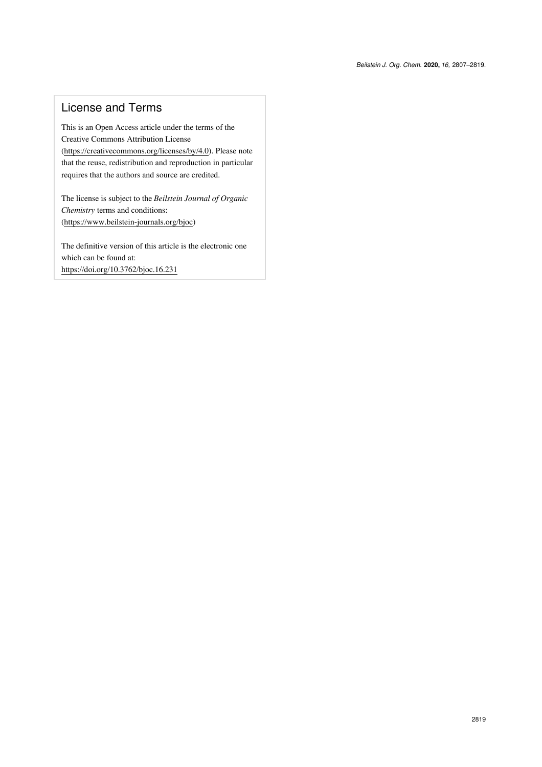## License and Terms

This is an Open Access article under the terms of the Creative Commons Attribution License (https://creativecommons.org/licenses/by/4.0). Please note that the reuse, redistribution and reproduction in particular requires that the authors and source are credited.

The license is subject to the *Beilstein Journal of Organic Chemistry* terms and conditions: (https://www.beilstein-journals.org/bjoc)

The definitive version of this article is the electronic one which can be found at:
https://doi.org/10.3762/bjoc.16.231